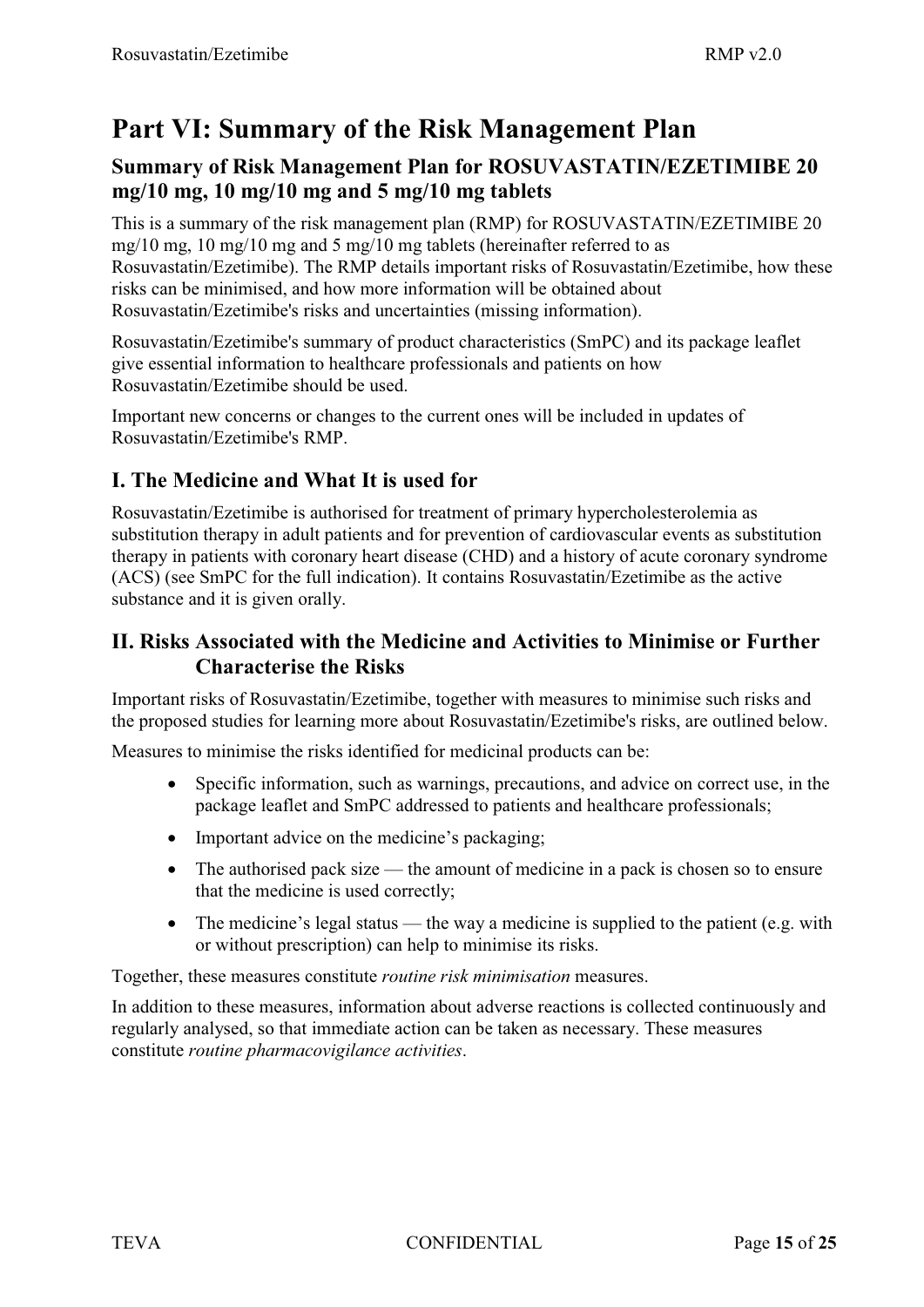# Part VI: Summary of the Risk Management Plan

## Summary of Risk Management Plan for ROSUVASTATIN/EZETIMIBE 20 mg/10 mg, 10 mg/10 mg and 5 mg/10 mg tablets

This is a summary of the risk management plan (RMP) for ROSUVASTATIN/EZETIMIBE 20 mg/10 mg, 10 mg/10 mg and 5 mg/10 mg tablets (hereinafter referred to as Rosuvastatin/Ezetimibe). The RMP details important risks of Rosuvastatin/Ezetimibe, how these risks can be minimised, and how more information will be obtained about Rosuvastatin/Ezetimibe's risks and uncertainties (missing information).

Rosuvastatin/Ezetimibe's summary of product characteristics (SmPC) and its package leaflet give essential information to healthcare professionals and patients on how Rosuvastatin/Ezetimibe should be used.

Important new concerns or changes to the current ones will be included in updates of Rosuvastatin/Ezetimibe's RMP.

## I. The Medicine and What It is used for

Rosuvastatin/Ezetimibe is authorised for treatment of primary hypercholesterolemia as substitution therapy in adult patients and for prevention of cardiovascular events as substitution therapy in patients with coronary heart disease (CHD) and a history of acute coronary syndrome (ACS) (see SmPC for the full indication). It contains Rosuvastatin/Ezetimibe as the active substance and it is given orally.

## II. Risks Associated with the Medicine and Activities to Minimise or Further Characterise the Risks

Important risks of Rosuvastatin/Ezetimibe, together with measures to minimise such risks and the proposed studies for learning more about Rosuvastatin/Ezetimibe's risks, are outlined below.

Measures to minimise the risks identified for medicinal products can be:

- Specific information, such as warnings, precautions, and advice on correct use, in the package leaflet and SmPC addressed to patients and healthcare professionals;
- Important advice on the medicine's packaging;
- The authorised pack size — the amount of medicine in a pack is chosen so to ensure that the medicine is used correctly;
- The medicine's legal status — the way a medicine is supplied to the patient (e.g. with or without prescription) can help to minimise its risks.

Together, these measures constitute *routine risk minimisation* measures.

In addition to these measures, information about adverse reactions is collected continuously and regularly analysed, so that immediate action can be taken as necessary. These measures constitute *routine pharmacovigilance activities*.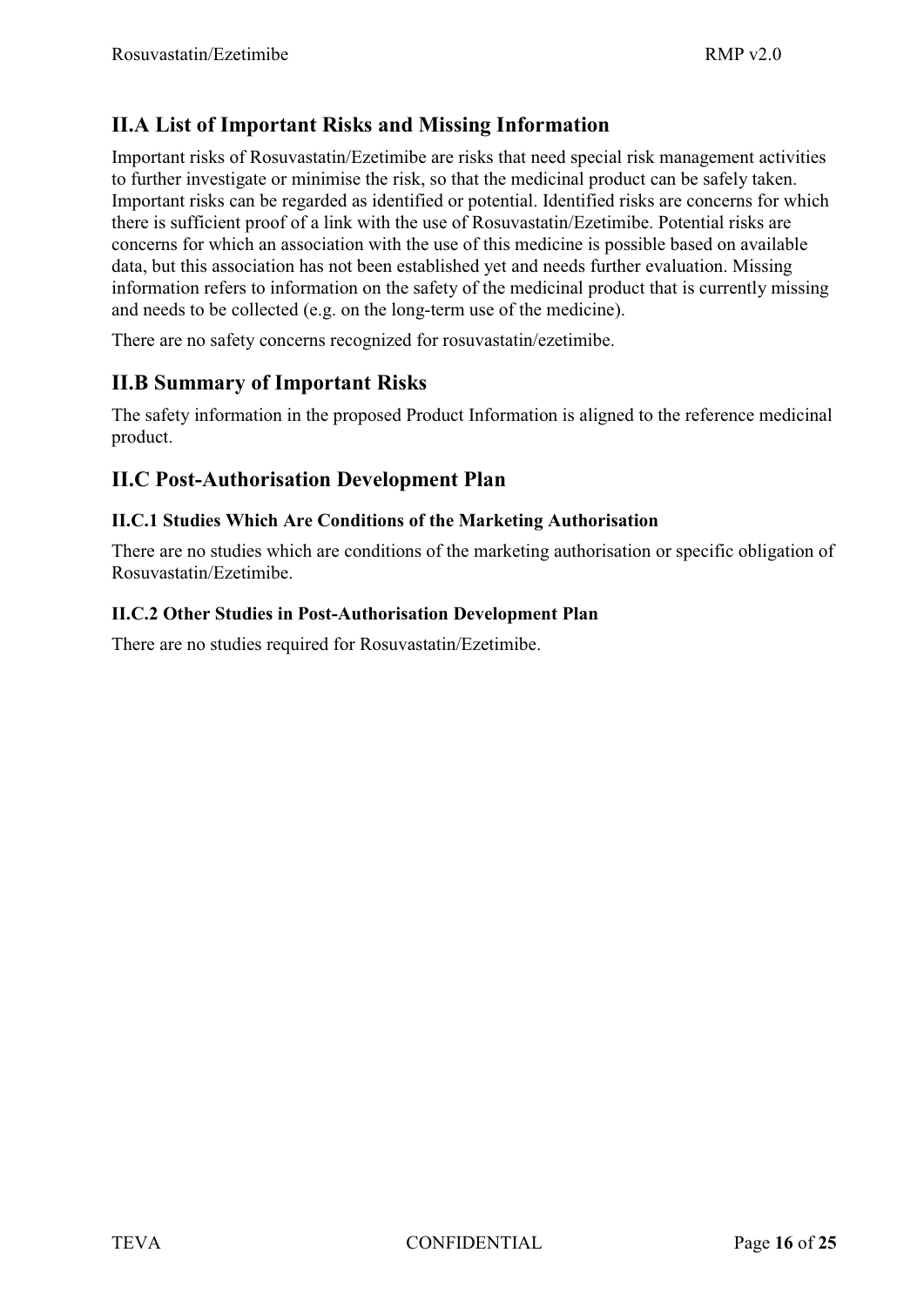## II.A List of Important Risks and Missing Information

Important risks of Rosuvastatin/Ezetimibe are risks that need special risk management activities to further investigate or minimise the risk, so that the medicinal product can be safely taken. Important risks can be regarded as identified or potential. Identified risks are concerns for which there is sufficient proof of a link with the use of Rosuvastatin/Ezetimibe. Potential risks are concerns for which an association with the use of this medicine is possible based on available data, but this association has not been established yet and needs further evaluation. Missing information refers to information on the safety of the medicinal product that is currently missing and needs to be collected (e.g. on the long-term use of the medicine).

There are no safety concerns recognized for rosuvastatin/ezetimibe.

## II.B Summary of Important Risks

The safety information in the proposed Product Information is aligned to the reference medicinal product.

## II.C Post-Authorisation Development Plan

### II.C.1 Studies Which Are Conditions of the Marketing Authorisation

There are no studies which are conditions of the marketing authorisation or specific obligation of Rosuvastatin/Ezetimibe.

### II.C.2 Other Studies in Post-Authorisation Development Plan

There are no studies required for Rosuvastatin/Ezetimibe.